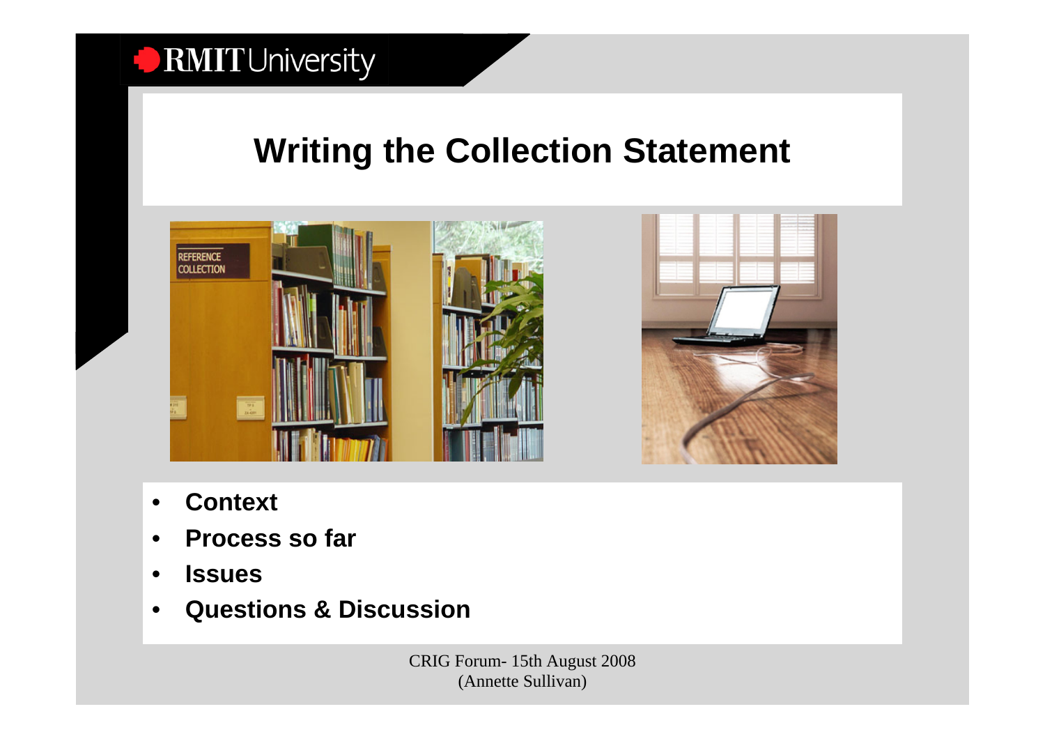RMIT University

# Writing the Collection Statement

- **Context**
- **Process so far**
- **Issues**
- **Questions & Discussion**

CRIG Forum- 15th August 2008
(Annette Sullivan)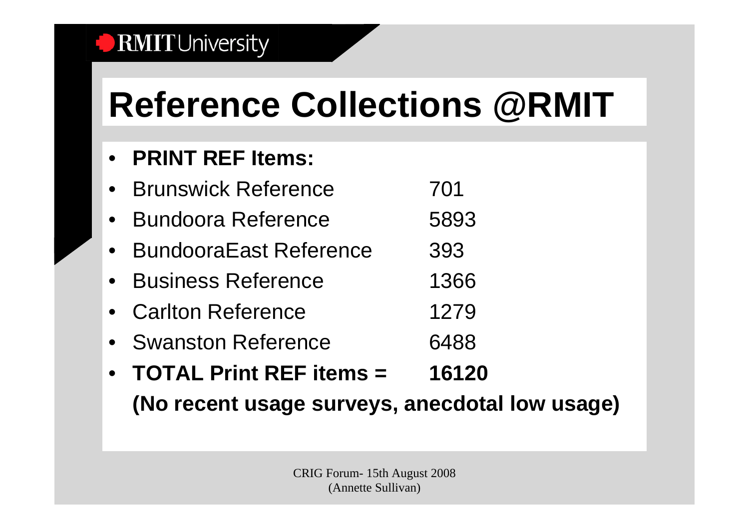# Reference Collections @RMIT

- **PRINT REF Items:**
- Brunswick Reference 701
- Bundoora Reference 5893
- BundooraEast Reference 393
- Business Reference 1366
- Carlton Reference 1279
- Swanston Reference 6488
- **TOTAL Print REF items = 16120**

**(No recent usage surveys, anecdotal low usage)**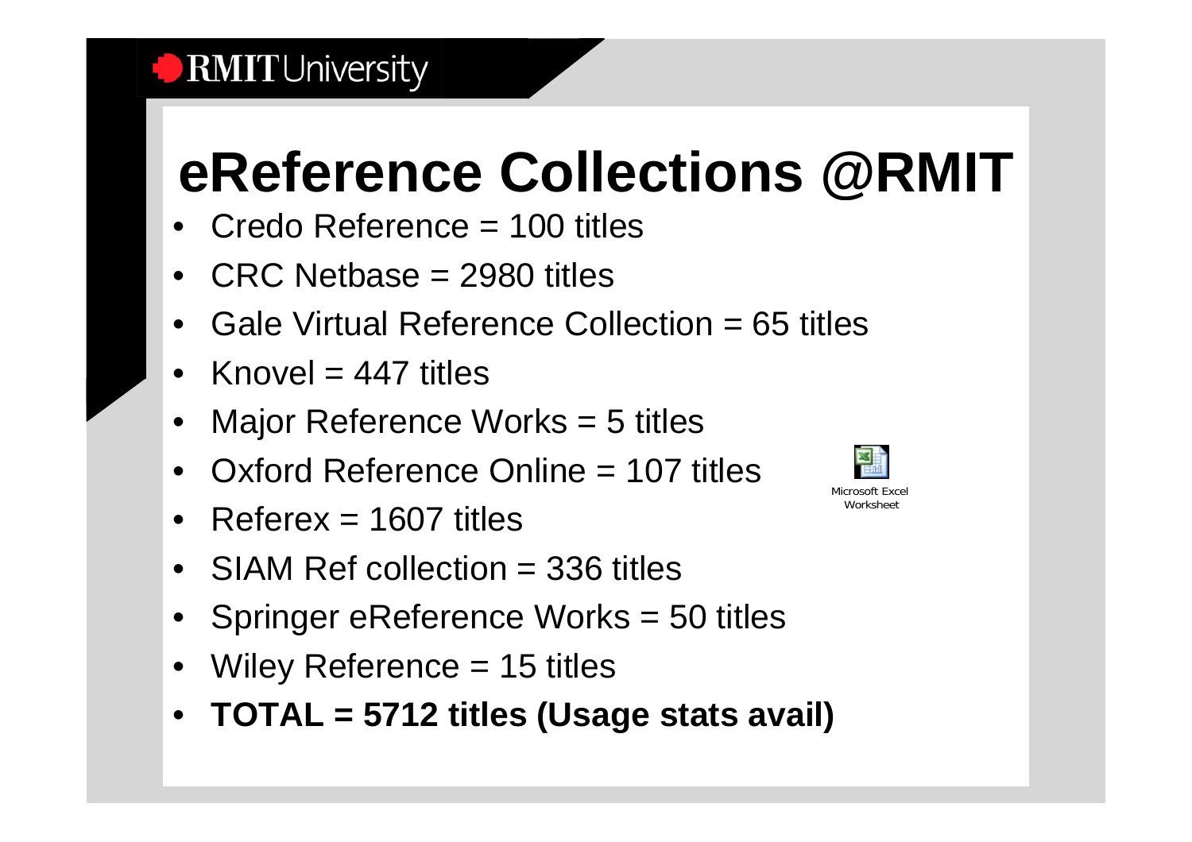# eReference Collections @RMIT

- Credo Reference = 100 titles
- CRC Netbase = 2980 titles
- Gale Virtual Reference Collection = 65 titles
- Knovel = 447 titles
- Major Reference Works = 5 titles
- Oxford Reference Online = 107 titles
- Referex = 1607 titles
- SIAM Ref collection = 336 titles
- Springer eReference Works = 50 titles
- Wiley Reference = 15 titles
- **TOTAL = 5712 titles (Usage stats avail)**

Microsoft Excel Worksheet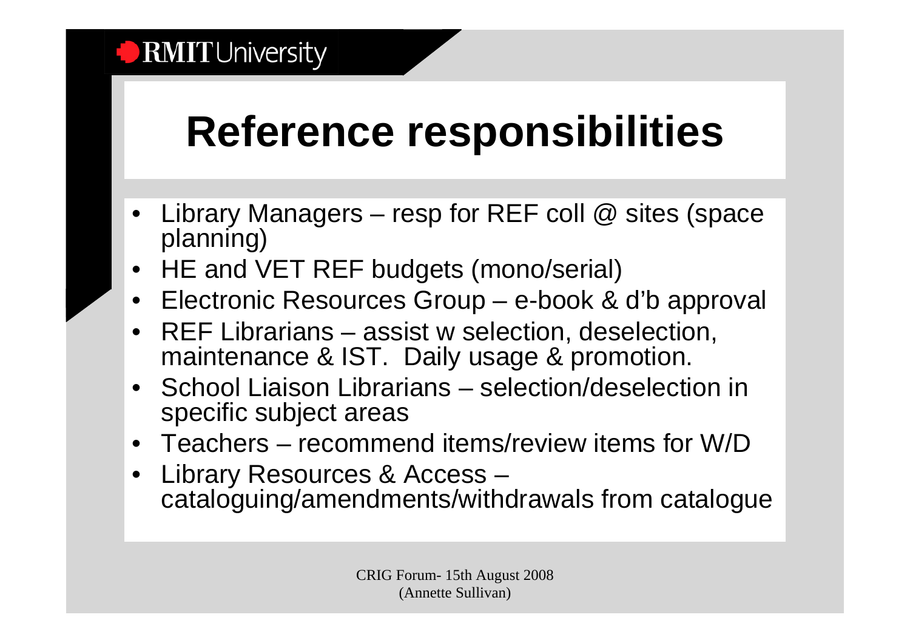# Reference responsibilities

- Library Managers – resp for REF coll @ sites (space planning)
- HE and VET REF budgets (mono/serial)
- Electronic Resources Group – e-book & d'b approval
- REF Librarians – assist w selection, deselection, maintenance & IST. Daily usage & promotion.
- School Liaison Librarians – selection/deselection in specific subject areas
- Teachers – recommend items/review items for W/D
- Library Resources & Access – cataloguing/amendments/withdrawals from catalogue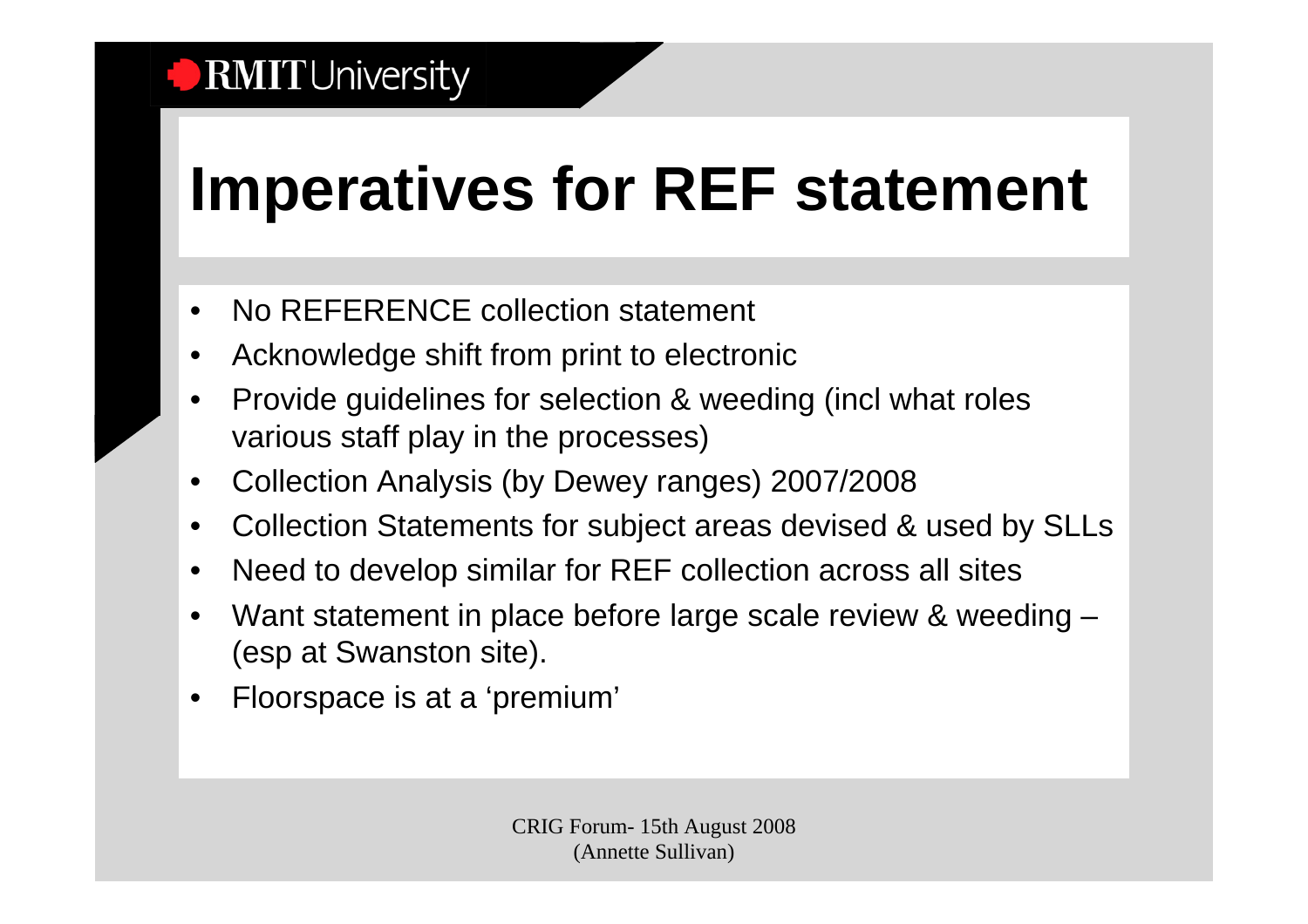# Imperatives for REF statement

- No REFERENCE collection statement
- Acknowledge shift from print to electronic
- Provide guidelines for selection & weeding (incl what roles various staff play in the processes)
- Collection Analysis (by Dewey ranges) 2007/2008
- Collection Statements for subject areas devised & used by SLLs
- Need to develop similar for REF collection across all sites
- Want statement in place before large scale review & weeding – (esp at Swanston site).
- Floorspace is at a 'premium'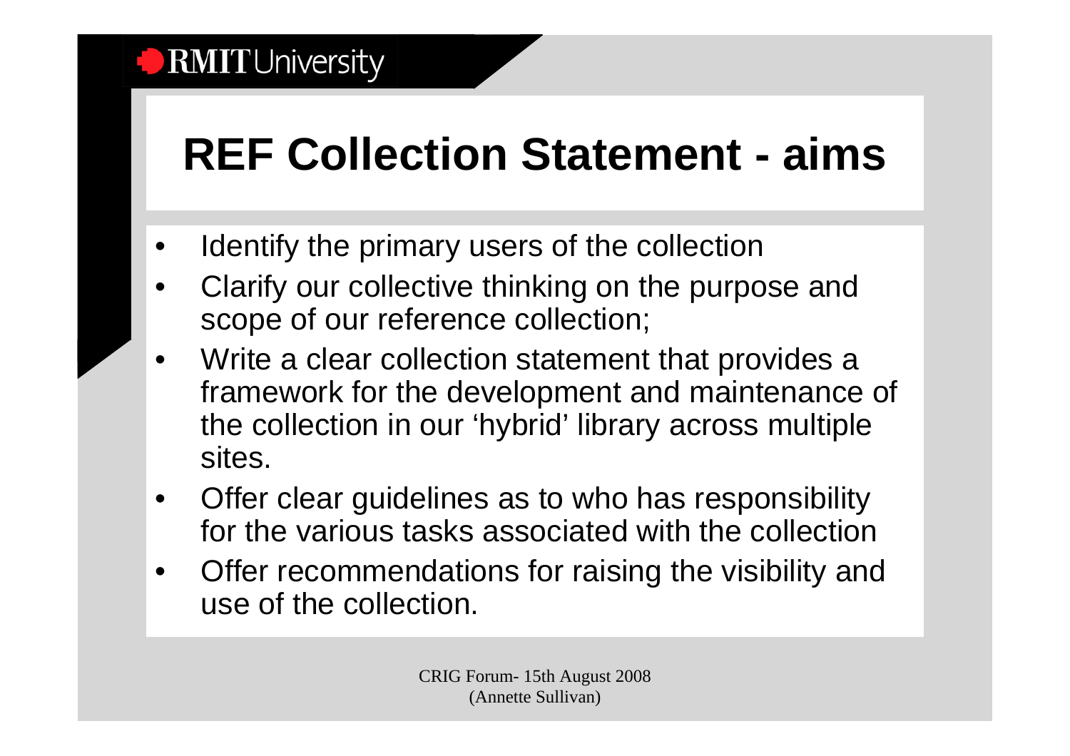# REF Collection Statement - aims

- Identify the primary users of the collection
- Clarify our collective thinking on the purpose and scope of our reference collection;
- Write a clear collection statement that provides a framework for the development and maintenance of the collection in our 'hybrid' library across multiple sites.
- Offer clear guidelines as to who has responsibility for the various tasks associated with the collection
- Offer recommendations for raising the visibility and use of the collection.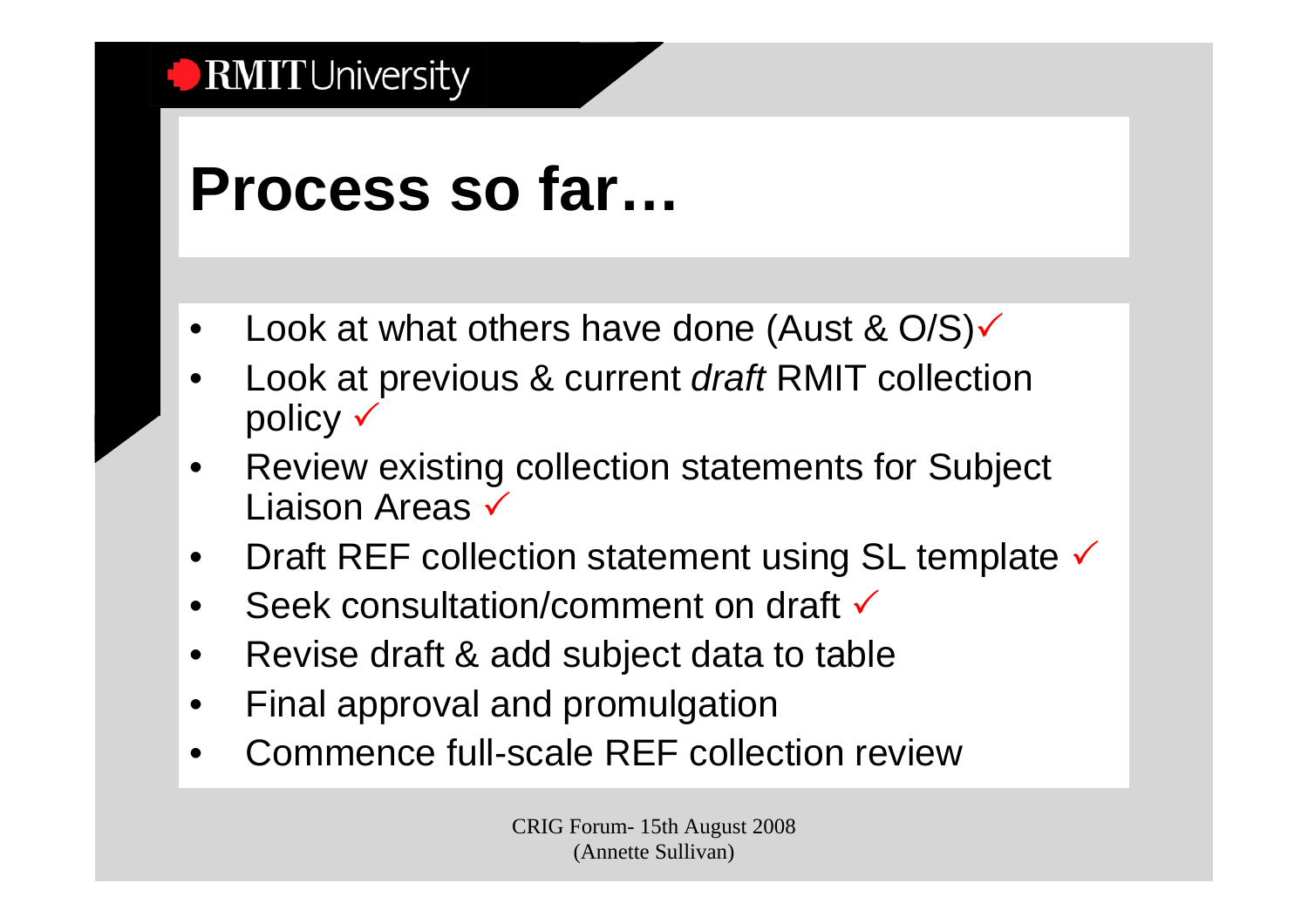# Process so far…

- Look at what others have done (Aust & O/S) ✓
- Look at previous & current *draft* RMIT collection policy ✓
- Review existing collection statements for Subject Liaison Areas ✓
- Draft REF collection statement using SL template ✓
- Seek consultation/comment on draft ✓
- Revise draft & add subject data to table
- Final approval and promulgation
- Commence full-scale REF collection review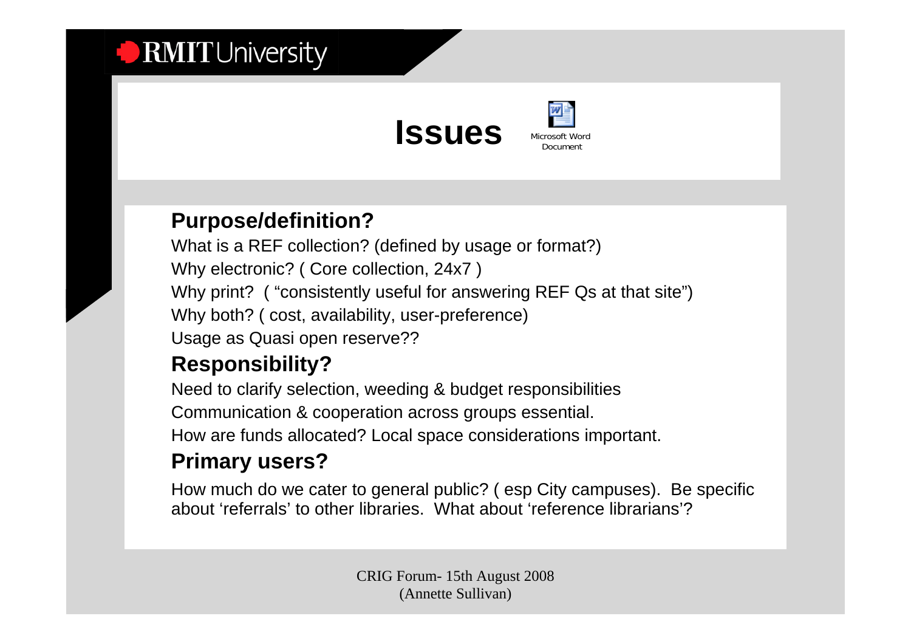# Issues

Microsoft Word Document

## Purpose/definition?

What is a REF collection? (defined by usage or format?)

Why electronic? ( Core collection, 24x7 )

Why print? ( "consistently useful for answering REF Qs at that site")

Why both? ( cost, availability, user-preference)

Usage as Quasi open reserve??

## Responsibility?

Need to clarify selection, weeding & budget responsibilities

Communication & cooperation across groups essential.

How are funds allocated? Local space considerations important.

## Primary users?

How much do we cater to general public? ( esp City campuses). Be specific about 'referrals' to other libraries. What about 'reference librarians'?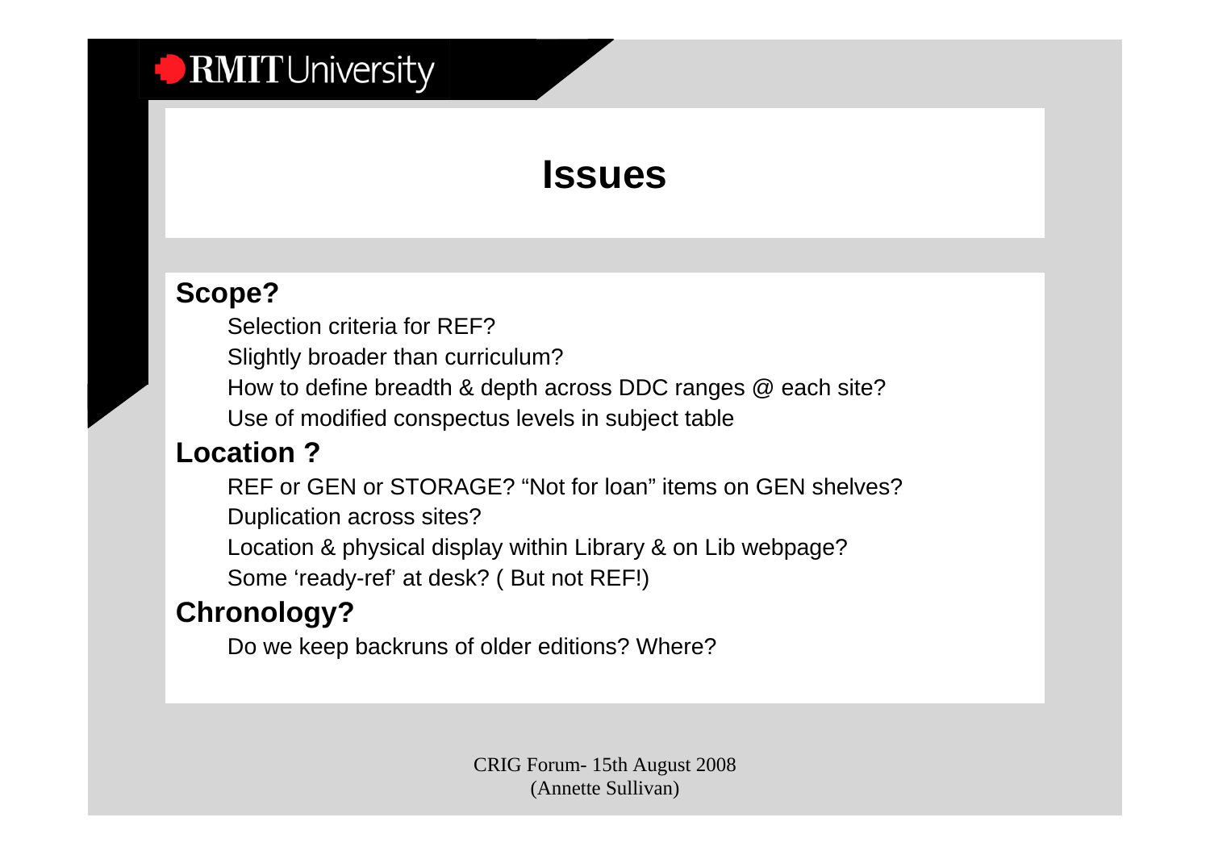# Issues

**Scope?**

- Selection criteria for REF?
- Slightly broader than curriculum?
- How to define breadth & depth across DDC ranges @ each site?
- Use of modified conspectus levels in subject table

**Location ?**

- REF or GEN or STORAGE? “Not for loan” items on GEN shelves?
- Duplication across sites?
- Location & physical display within Library & on Lib webpage?
- Some ‘ready-ref’ at desk? ( But not REF!)

**Chronology?**

- Do we keep backruns of older editions? Where?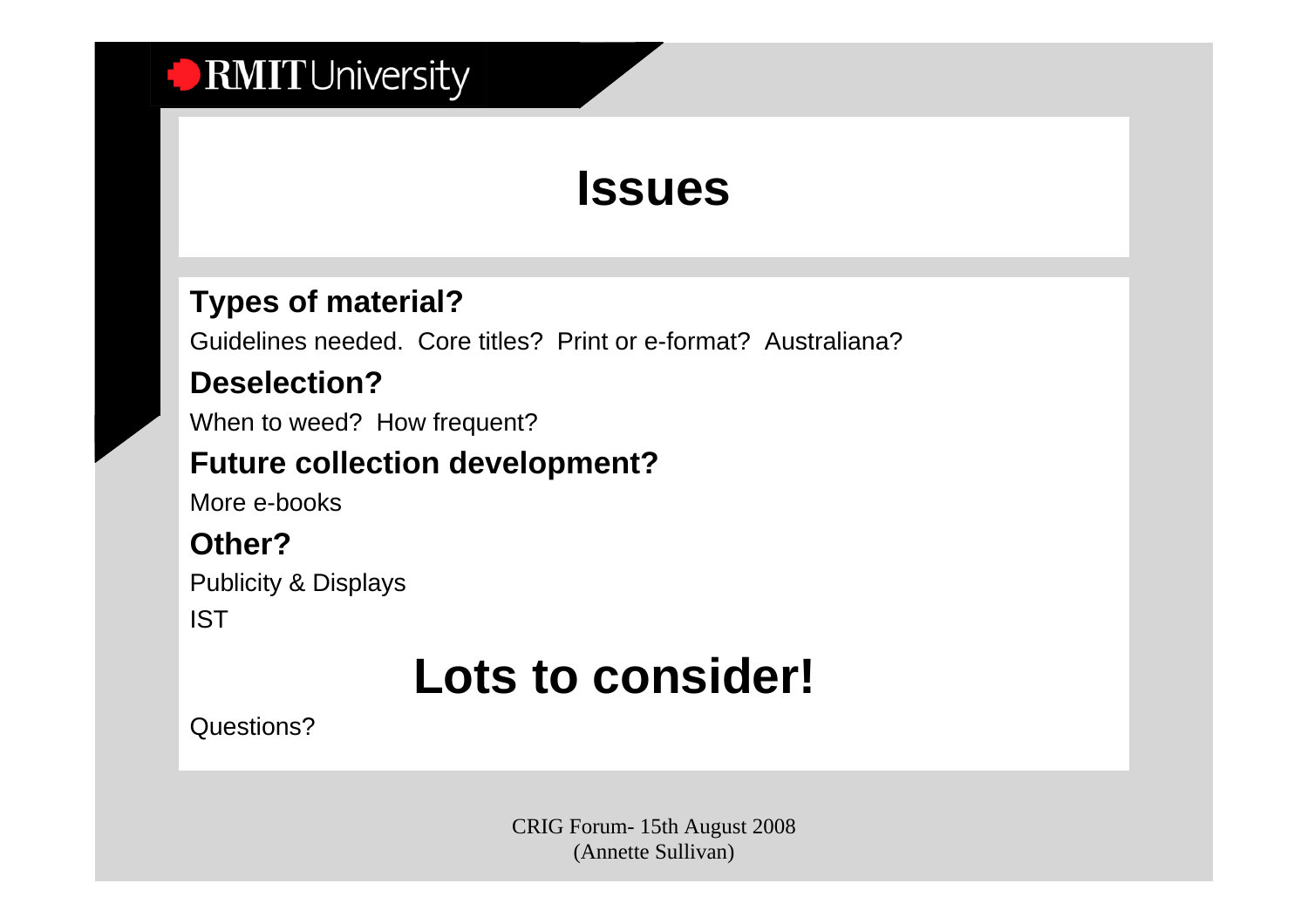# Issues

**Types of material?**

Guidelines needed. Core titles? Print or e-format? Australiana?

**Deselection?**

When to weed? How frequent?

**Future collection development?**

More e-books

**Other?**

Publicity & Displays

IST

## Lots to consider!

Questions?